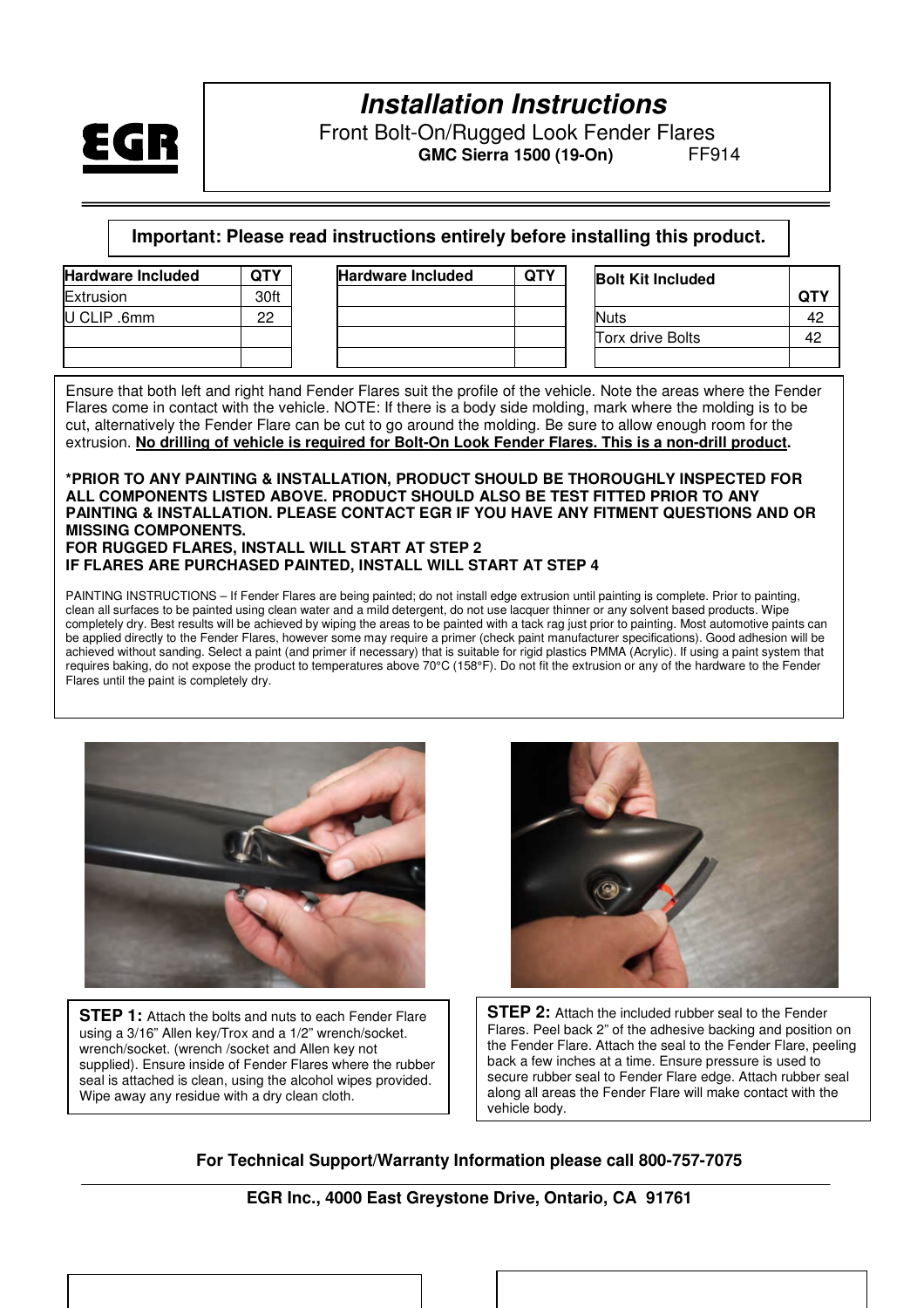EGR

# Installation Instructions

Front Bolt-On/Rugged Look Fender Flares

**GMC Sierra 1500 (19-On)** FF914

**Important: Please read instructions entirely before installing this product.**

| Hardware Included | QTY |
|---|---|
| Extrusion | 30ft |
| U CLIP .6mm | 22 |
| | |
| | |

| Hardware Included | QTY |
|---|---|
| | |
| | |
| | |

| Bolt Kit Included | QTY |
|---|---|
| Nuts | 42 |
| Torx drive Bolts | 42 |
| | |

Ensure that both left and right hand Fender Flares suit the profile of the vehicle. Note the areas where the Fender Flares come in contact with the vehicle. NOTE: If there is a body side molding, mark where the molding is to be cut, alternatively the Fender Flare can be cut to go around the molding. Be sure to allow enough room for the extrusion. **No drilling of vehicle is required for Bolt-On Look Fender Flares. This is a non-drill product.**

**\*PRIOR TO ANY PAINTING & INSTALLATION, PRODUCT SHOULD BE THOROUGHLY INSPECTED FOR ALL COMPONENTS LISTED ABOVE. PRODUCT SHOULD ALSO BE TEST FITTED PRIOR TO ANY PAINTING & INSTALLATION. PLEASE CONTACT EGR IF YOU HAVE ANY FITMENT QUESTIONS AND OR MISSING COMPONENTS.**
**FOR RUGGED FLARES, INSTALL WILL START AT STEP 2**
**IF FLARES ARE PURCHASED PAINTED, INSTALL WILL START AT STEP 4**

PAINTING INSTRUCTIONS – If Fender Flares are being painted; do not install edge extrusion until painting is complete. Prior to painting, clean all surfaces to be painted using clean water and a mild detergent, do not use lacquer thinner or any solvent based products. Wipe completely dry. Best results will be achieved by wiping the areas to be painted with a tack rag just prior to painting. Most automotive paints can be applied directly to the Fender Flares, however some may require a primer (check paint manufacturer specifications). Good adhesion will be achieved without sanding. Select a paint (and primer if necessary) that is suitable for rigid plastics PMMA (Acrylic). If using a paint system that requires baking, do not expose the product to temperatures above 70°C (158°F). Do not fit the extrusion or any of the hardware to the Fender Flares until the paint is completely dry.

**STEP 1:** Attach the bolts and nuts to each Fender Flare using a 3/16" Allen key/Trox and a 1/2" wrench/socket. wrench/socket. (wrench /socket and Allen key not supplied). Ensure inside of Fender Flares where the rubber seal is attached is clean, using the alcohol wipes provided. Wipe away any residue with a dry clean cloth.

**STEP 2:** Attach the included rubber seal to the Fender Flares. Peel back 2" of the adhesive backing and position on the Fender Flare. Attach the seal to the Fender Flare, peeling back a few inches at a time. Ensure pressure is used to secure rubber seal to Fender Flare edge. Attach rubber seal along all areas the Fender Flare will make contact with the vehicle body.

**For Technical Support/Warranty Information please call 800-757-7075**

**EGR Inc., 4000 East Greystone Drive, Ontario, CA 91761**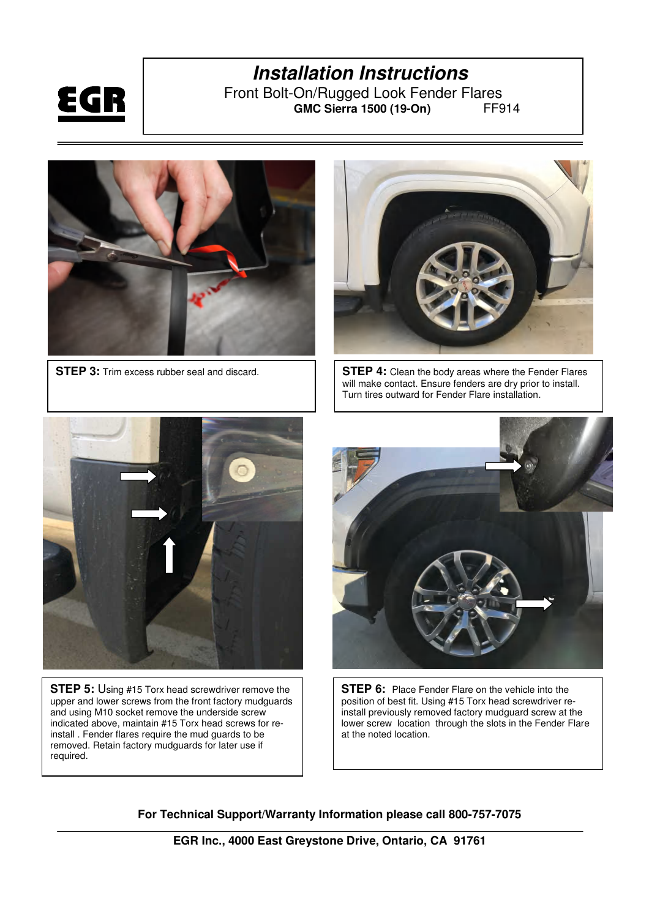# Installation Instructions

Front Bolt-On/Rugged Look Fender Flares

**GMC Sierra 1500 (19-On)** FF914

**STEP 3:** Trim excess rubber seal and discard.

**STEP 4:** Clean the body areas where the Fender Flares will make contact. Ensure fenders are dry prior to install. Turn tires outward for Fender Flare installation.

**STEP 5:** Using #15 Torx head screwdriver remove the upper and lower screws from the front factory mudguards and using M10 socket remove the underside screw indicated above, maintain #15 Torx head screws for re-install . Fender flares require the mud guards to be removed. Retain factory mudguards for later use if required.

**STEP 6:** Place Fender Flare on the vehicle into the position of best fit. Using #15 Torx head screwdriver re-install previously removed factory mudguard screw at the lower screw location through the slots in the Fender Flare at the noted location.

**For Technical Support/Warranty Information please call 800-757-7075**

**EGR Inc., 4000 East Greystone Drive, Ontario, CA 91761**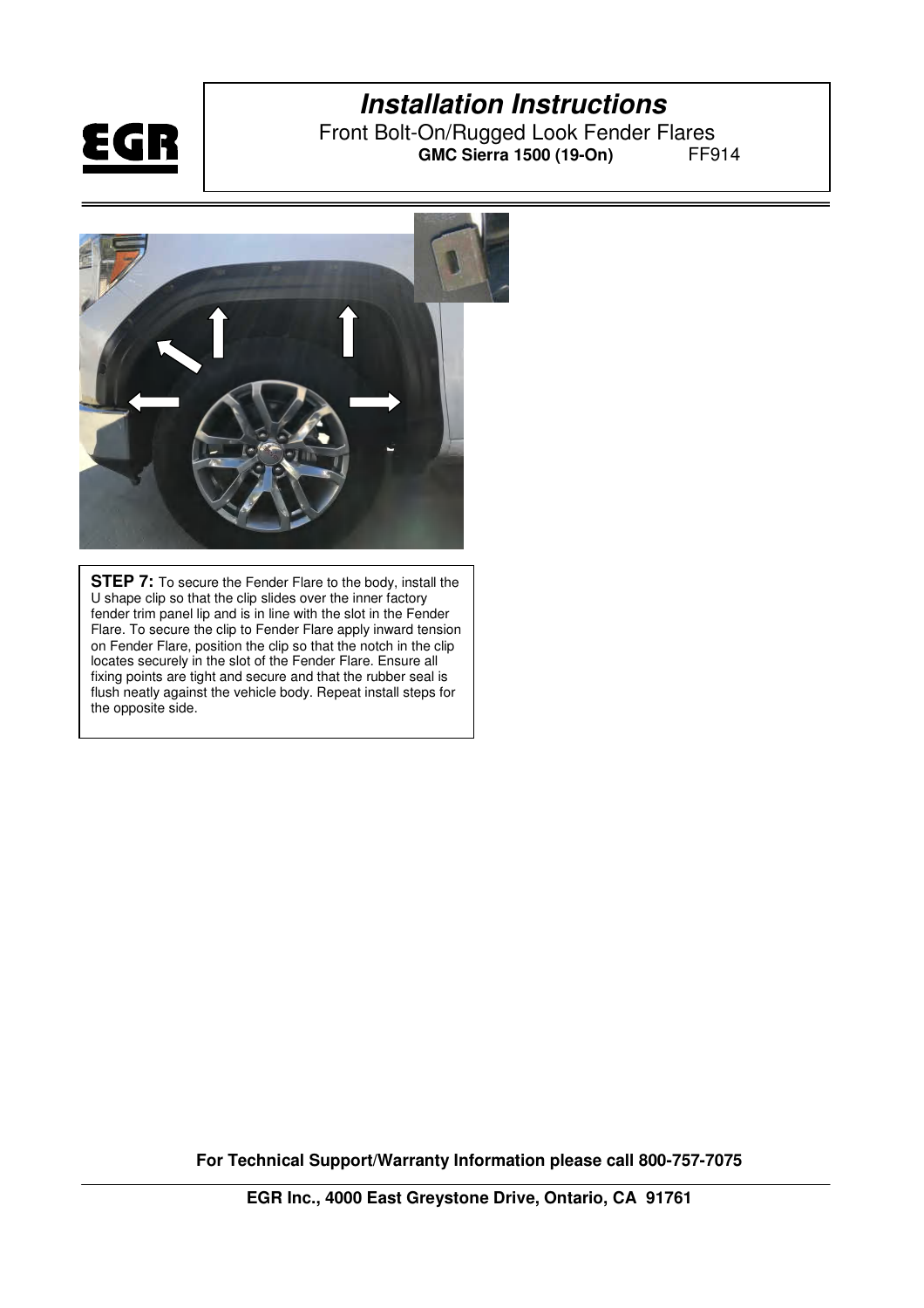**STEP 7:** To secure the Fender Flare to the body, install the U shape clip so that the clip slides over the inner factory fender trim panel lip and is in line with the slot in the Fender Flare. To secure the clip to Fender Flare apply inward tension on Fender Flare, position the clip so that the notch in the clip locates securely in the slot of the Fender Flare. Ensure all fixing points are tight and secure and that the rubber seal is flush neatly against the vehicle body. Repeat install steps for the opposite side.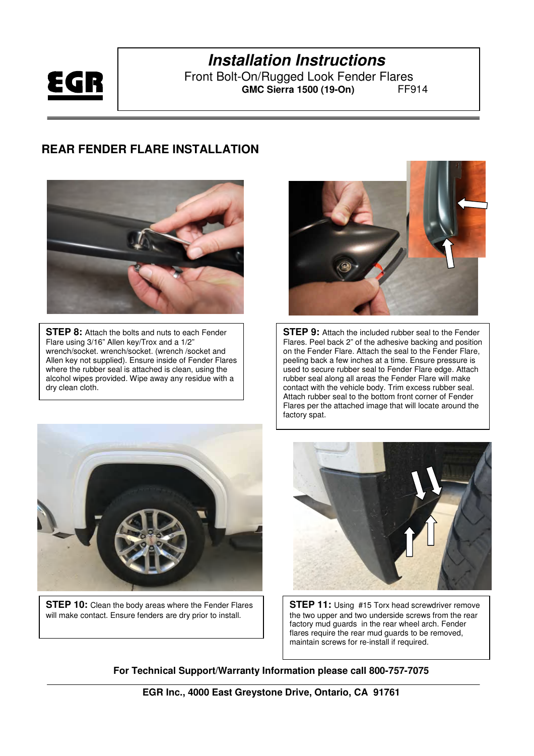# Installation Instructions

Front Bolt-On/Rugged Look Fender Flares

**GMC Sierra 1500 (19-On)** FF914

## REAR FENDER FLARE INSTALLATION

**STEP 8:** Attach the bolts and nuts to each Fender Flare using 3/16" Allen key/Trox and a 1/2" wrench/socket. wrench/socket. (wrench /socket and Allen key not supplied). Ensure inside of Fender Flares where the rubber seal is attached is clean, using the alcohol wipes provided. Wipe away any residue with a dry clean cloth.

**STEP 9:** Attach the included rubber seal to the Fender Flares. Peel back 2" of the adhesive backing and position on the Fender Flare. Attach the seal to the Fender Flare, peeling back a few inches at a time. Ensure pressure is used to secure rubber seal to Fender Flare edge. Attach rubber seal along all areas the Fender Flare will make contact with the vehicle body. Trim excess rubber seal. Attach rubber seal to the bottom front corner of Fender Flares per the attached image that will locate around the factory spat.

**STEP 10:** Clean the body areas where the Fender Flares will make contact. Ensure fenders are dry prior to install.

**STEP 11:** Using #15 Torx head screwdriver remove the two upper and two underside screws from the rear factory mud guards in the rear wheel arch. Fender flares require the rear mud guards to be removed, maintain screws for re-install if required.

**For Technical Support/Warranty Information please call 800-757-7075**

**EGR Inc., 4000 East Greystone Drive, Ontario, CA 91761**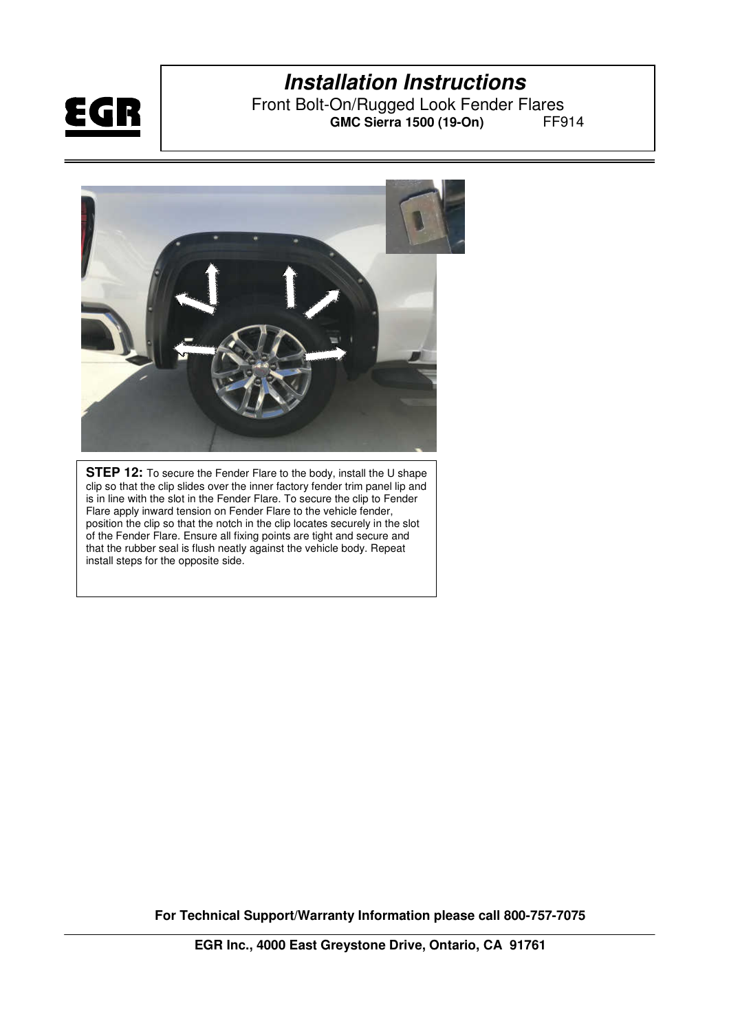EGR

# Installation Instructions

Front Bolt-On/Rugged Look Fender Flares

**GMC Sierra 1500 (19-On)** FF914

**STEP 12:** To secure the Fender Flare to the body, install the U shape clip so that the clip slides over the inner factory fender trim panel lip and is in line with the slot in the Fender Flare. To secure the clip to Fender Flare apply inward tension on Fender Flare to the vehicle fender, position the clip so that the notch in the clip locates securely in the slot of the Fender Flare. Ensure all fixing points are tight and secure and that the rubber seal is flush neatly against the vehicle body. Repeat install steps for the opposite side.

**For Technical Support/Warranty Information please call 800-757-7075**

**EGR Inc., 4000 East Greystone Drive, Ontario, CA 91761**